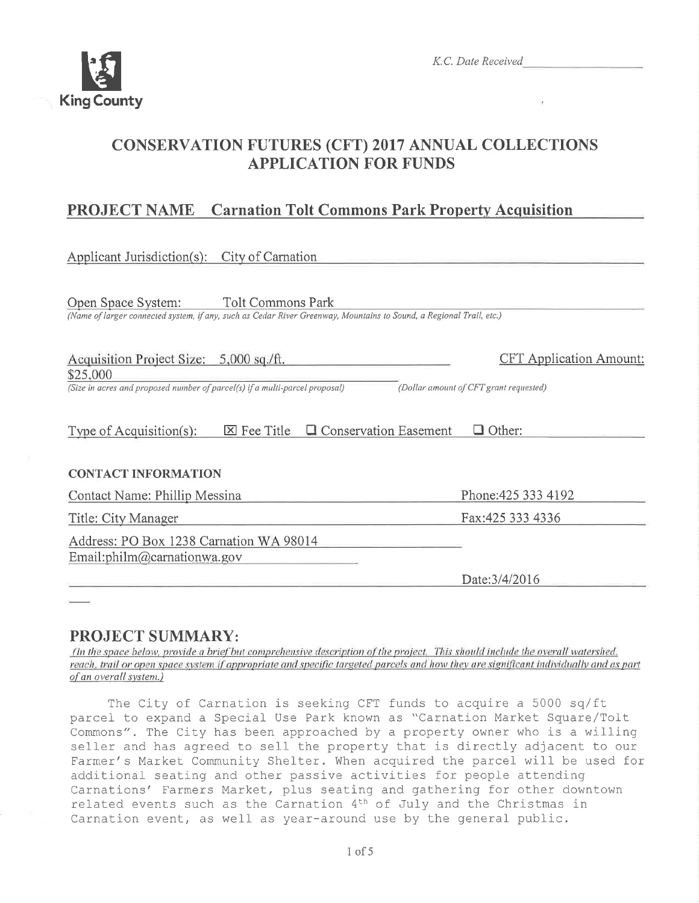King County

K.C. Date Received ____________

# CONSERVATION FUTURES (CFT) 2017 ANNUAL COLLECTIONS APPLICATION FOR FUNDS

## PROJECT NAME Carnation Tolt Commons Park Property Acquisition

Applicant Jurisdiction(s): City of Carnation

Open Space System: Tolt Commons Park
*(Name of larger connected system, if any, such as Cedar River Greenway, Mountains to Sound, a Regional Trail, etc.)*

Acquisition Project Size: 5,000 sq./ft.
*(Size in acres and proposed number of parcel(s) if a multi-parcel proposal)*

CFT Application Amount: $25,000
*(Dollar amount of CFT grant requested)*

Type of Acquisition(s): ☒ Fee Title ☐ Conservation Easement ☐ Other:

**CONTACT INFORMATION**

Contact Name: Phillip Messina

Phone:425 333 4192

Title: City Manager

Fax:425 333 4336

Address: PO Box 1238 Carnation WA 98014

Email:philm@carnationwa.gov

Date:3/4/2016

## PROJECT SUMMARY:

*(In the space below, provide a brief but comprehensive description of the project. This should include the overall watershed, reach, trail or open space system if appropriate and specific targeted parcels and how they are significant individually and as part of an overall system.)*

The City of Carnation is seeking CFT funds to acquire a 5000 sq/ft parcel to expand a Special Use Park known as "Carnation Market Square/Tolt Commons". The City has been approached by a property owner who is a willing seller and has agreed to sell the property that is directly adjacent to our Farmer's Market Community Shelter. When acquired the parcel will be used for additional seating and other passive activities for people attending Carnations' Farmers Market, plus seating and gathering for other downtown related events such as the Carnation 4th of July and the Christmas in Carnation event, as well as year-around use by the general public.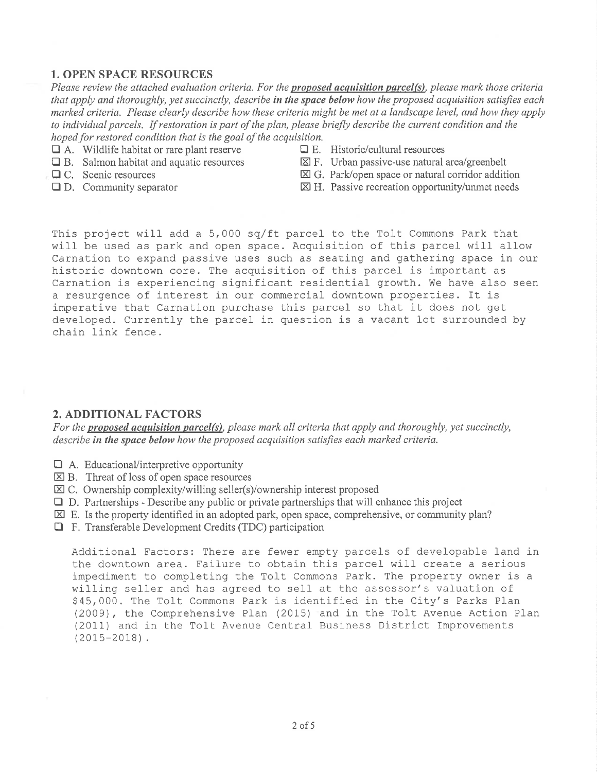## 1. OPEN SPACE RESOURCES

*Please review the attached evaluation criteria. For the* ***proposed acquisition parcel(s)****, please mark those criteria that apply and thoroughly, yet succinctly, describe* ***in the space below*** *how the proposed acquisition satisfies each marked criteria. Please clearly describe how these criteria might be met at a landscape level, and how they apply to individual parcels. If restoration is part of the plan, please briefly describe the current condition and the hoped for restored condition that is the goal of the acquisition.*

- ☐ A. Wildlife habitat or rare plant reserve
- ☐ B. Salmon habitat and aquatic resources
- ☐ C. Scenic resources
- ☐ D. Community separator
- ☐ E. Historic/cultural resources
- ☒ F. Urban passive-use natural area/greenbelt
- ☒ G. Park/open space or natural corridor addition
- ☒ H. Passive recreation opportunity/unmet needs

This project will add a 5,000 sq/ft parcel to the Tolt Commons Park that will be used as park and open space. Acquisition of this parcel will allow Carnation to expand passive uses such as seating and gathering space in our historic downtown core. The acquisition of this parcel is important as Carnation is experiencing significant residential growth. We have also seen a resurgence of interest in our commercial downtown properties. It is imperative that Carnation purchase this parcel so that it does not get developed. Currently the parcel in question is a vacant lot surrounded by chain link fence.

## 2. ADDITIONAL FACTORS

*For the* ***proposed acquisition parcel(s)****, please mark all criteria that apply and thoroughly, yet succinctly, describe* ***in the space below*** *how the proposed acquisition satisfies each marked criteria.*

- ☐ A. Educational/interpretive opportunity
- ☒ B. Threat of loss of open space resources
- ☒ C. Ownership complexity/willing seller(s)/ownership interest proposed
- ☐ D. Partnerships - Describe any public or private partnerships that will enhance this project
- ☒ E. Is the property identified in an adopted park, open space, comprehensive, or community plan?
- ☐ F. Transferable Development Credits (TDC) participation

Additional Factors: There are fewer empty parcels of developable land in the downtown area. Failure to obtain this parcel will create a serious impediment to completing the Tolt Commons Park. The property owner is a willing seller and has agreed to sell at the assessor's valuation of $45,000. The Tolt Commons Park is identified in the City's Parks Plan (2009), the Comprehensive Plan (2015) and in the Tolt Avenue Action Plan (2011) and in the Tolt Avenue Central Business District Improvements (2015-2018).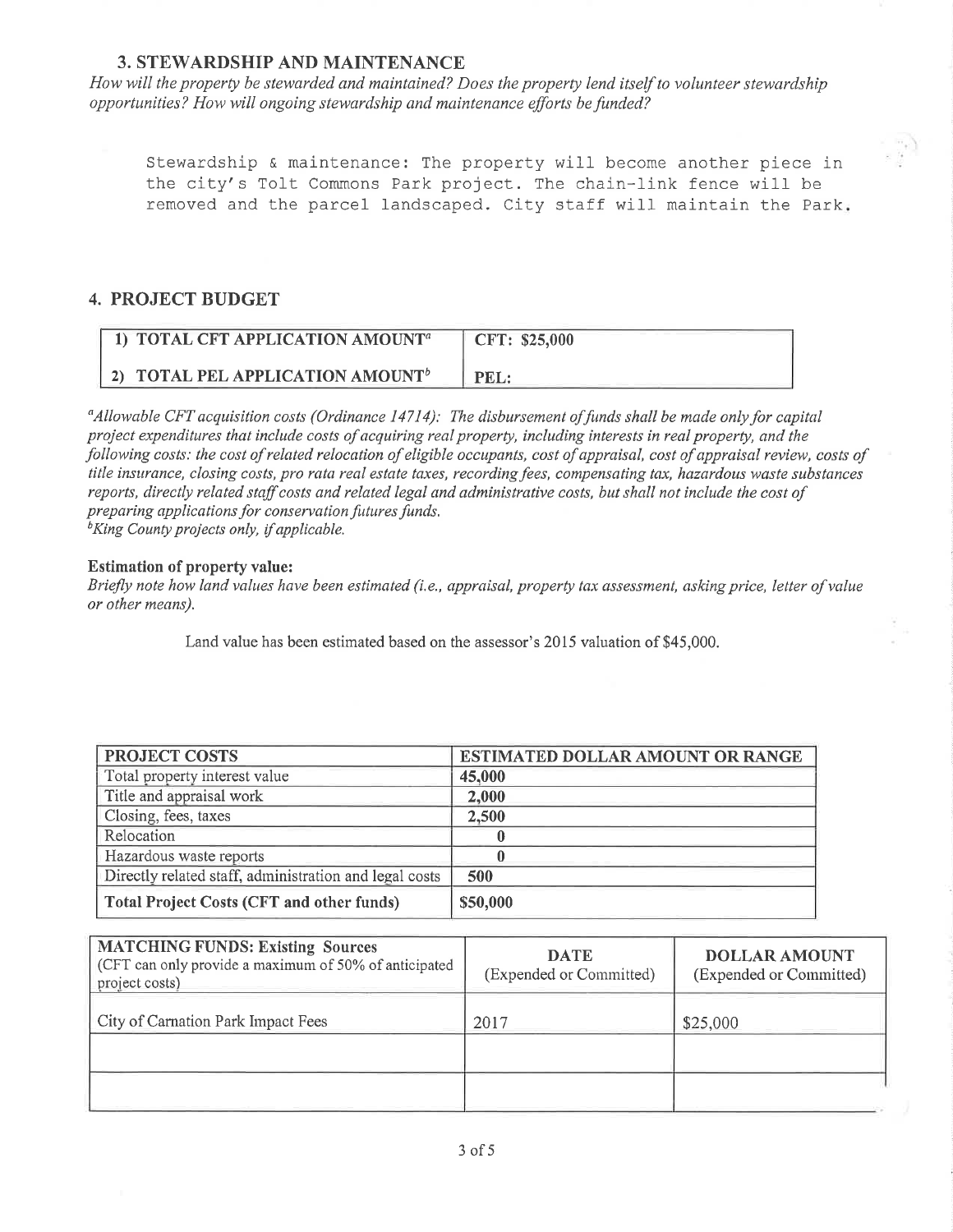### 3. STEWARDSHIP AND MAINTENANCE

*How will the property be stewarded and maintained? Does the property lend itself to volunteer stewardship opportunities? How will ongoing stewardship and maintenance efforts be funded?*

Stewardship & maintenance: The property will become another piece in the city's Tolt Commons Park project. The chain-link fence will be removed and the parcel landscaped. City staff will maintain the Park.

### 4. PROJECT BUDGET

| | |
|---|---|
| **1) TOTAL CFT APPLICATION AMOUNT[a]** | **CFT: $25,000** |
| **2) TOTAL PEL APPLICATION AMOUNT[b]** | **PEL:** |

[a]*Allowable CFT acquisition costs (Ordinance 14714): The disbursement of funds shall be made only for capital project expenditures that include costs of acquiring real property, including interests in real property, and the following costs: the cost of related relocation of eligible occupants, cost of appraisal, cost of appraisal review, costs of title insurance, closing costs, pro rata real estate taxes, recording fees, compensating tax, hazardous waste substances reports, directly related staff costs and related legal and administrative costs, but shall not include the cost of preparing applications for conservation futures funds.*
[b]*King County projects only, if applicable.*

**Estimation of property value:**
*Briefly note how land values have been estimated (i.e., appraisal, property tax assessment, asking price, letter of value or other means).*

Land value has been estimated based on the assessor's 2015 valuation of $45,000.

| PROJECT COSTS | ESTIMATED DOLLAR AMOUNT OR RANGE |
|---|---|
| Total property interest value | 45,000 |
| Title and appraisal work | 2,000 |
| Closing, fees, taxes | 2,500 |
| Relocation | 0 |
| Hazardous waste reports | 0 |
| Directly related staff, administration and legal costs | 500 |
| **Total Project Costs (CFT and other funds)** | **$50,000** |

| **MATCHING FUNDS: Existing Sources** (CFT can only provide a maximum of 50% of anticipated project costs) | **DATE** (Expended or Committed) | **DOLLAR AMOUNT** (Expended or Committed) |
|---|---|---|
| City of Carnation Park Impact Fees | 2017 | $25,000 |
| | | |
| | | |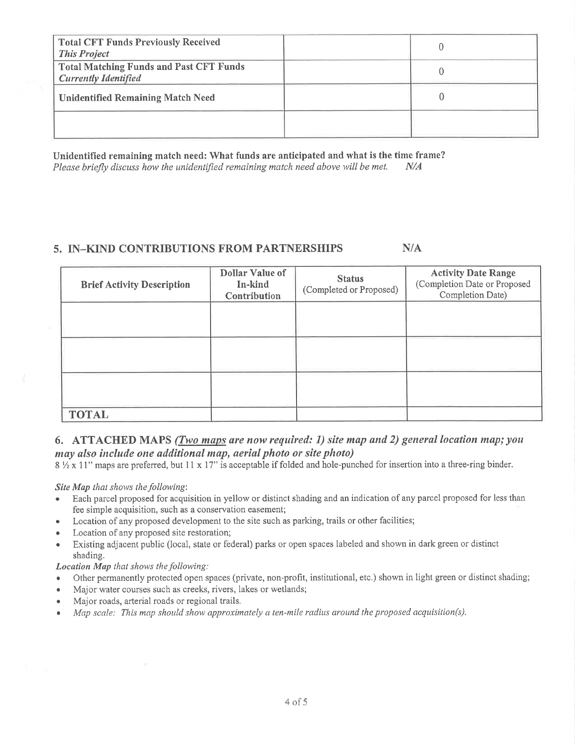| **Total CFT Funds Previously Received** *This Project* | | 0 |
|---|---|---|
| **Total Matching Funds and Past CFT Funds** *Currently Identified* | | 0 |
| **Unidentified Remaining Match Need** | | 0 |
| | | |

**Unidentified remaining match need: What funds are anticipated and what is the time frame?**
*Please briefly discuss how the unidentified remaining match need above will be met.* *N/A*

## 5. IN–KIND CONTRIBUTIONS FROM PARTNERSHIPS N/A

| Brief Activity Description | Dollar Value of In-kind Contribution | Status (Completed or Proposed) | Activity Date Range (Completion Date or Proposed Completion Date) |
|---|---|---|---|
| | | | |
| | | | |
| | | | |
| **TOTAL** | | | |

## 6. ATTACHED MAPS *(Two maps are now required: 1) site map and 2) general location map; you may also include one additional map, aerial photo or site photo)*

8 ½ x 11" maps are preferred, but 11 x 17" is acceptable if folded and hole-punched for insertion into a three-ring binder.

*Site Map that shows the following*:

- Each parcel proposed for acquisition in yellow or distinct shading and an indication of any parcel proposed for less than fee simple acquisition, such as a conservation easement;
- Location of any proposed development to the site such as parking, trails or other facilities;
- Location of any proposed site restoration;
- Existing adjacent public (local, state or federal) parks or open spaces labeled and shown in dark green or distinct shading.

***Location Map** that shows the following:*

- Other permanently protected open spaces (private, non-profit, institutional, etc.) shown in light green or distinct shading;
- Major water courses such as creeks, rivers, lakes or wetlands;
- Major roads, arterial roads or regional trails.
- *Map scale: This map should show approximately a ten-mile radius around the proposed acquisition(s).*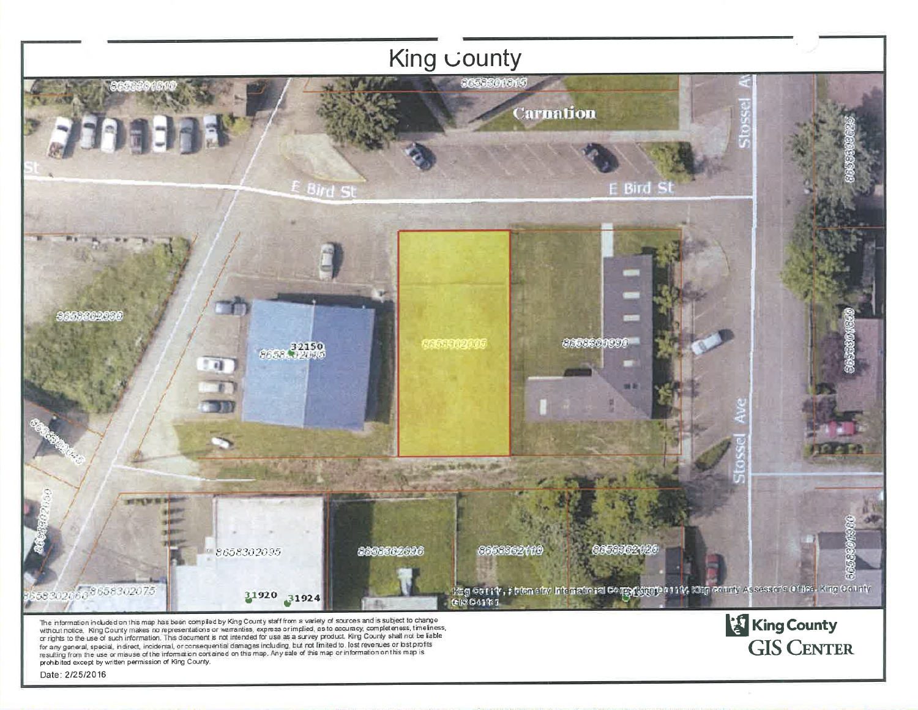# King County

Carnation

E Bird St

E Bird St

Stossel Ave

Stossel Ave

8658302005

8658301990

32150

8658302030

8658302095

8658302098

8658302110

8658302120

8658302075

31920

31924

King County, Pictometry International Corp., King County Assessor's Office, King County GIS Center

The information included on this map has been compiled by King County staff from a variety of sources and is subject to change without notice. King County makes no representations or warranties, express or implied, as to accuracy, completeness, timeliness, or rights to the use of such information. This document is not intended for use as a survey product. King County shall not be liable for any general, special, indirect, incidental, or consequential damages including, but not limited to, lost revenues or lost profits resulting from the use or misuse of the information contained on this map. Any sale of this map or information on this map is prohibited except by written permission of King County.

Date: 2/25/2016

**King County GIS Center**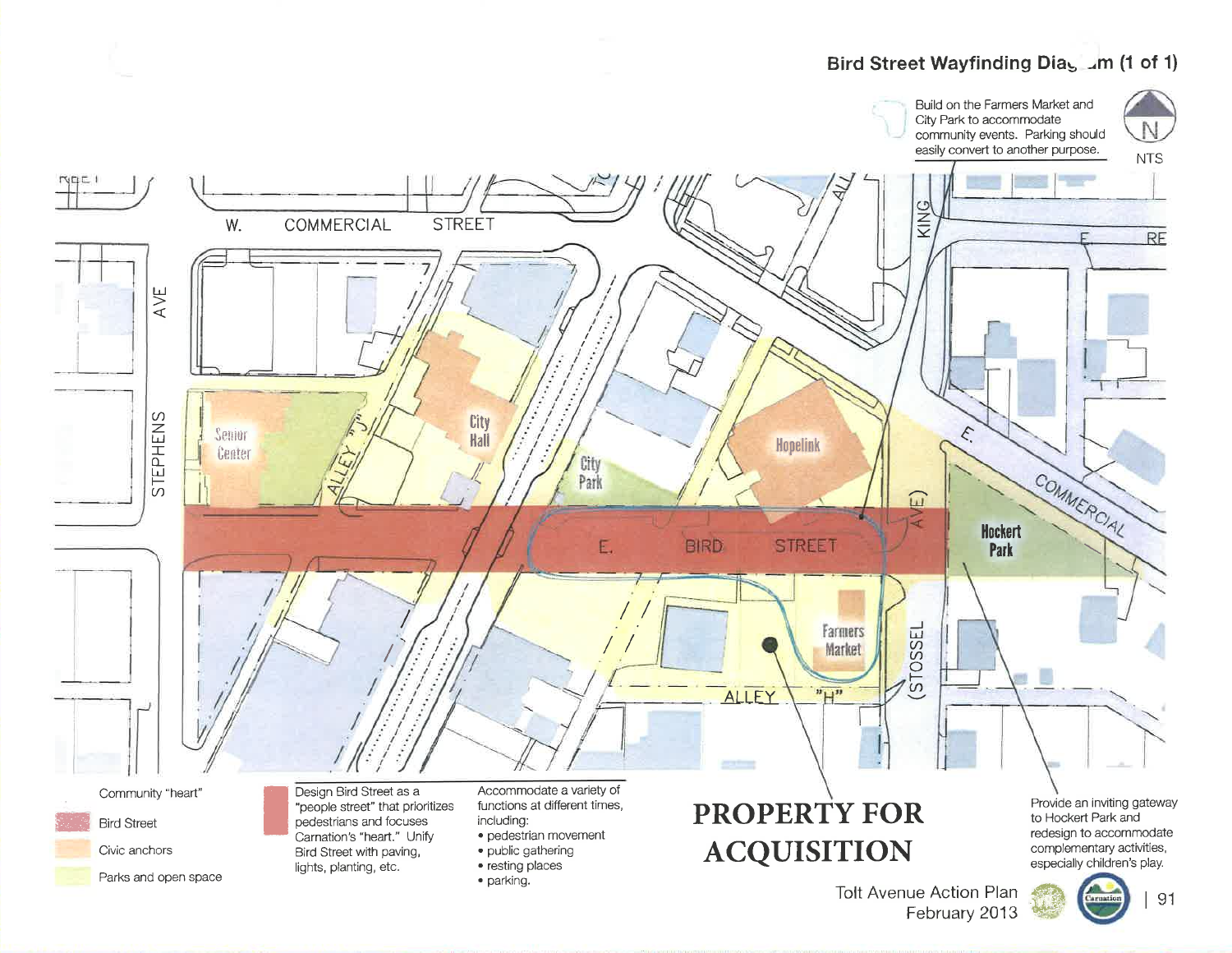## Bird Street Wayfinding Diagram (1 of 1)

Build on the Farmers Market and City Park to accommodate community events. Parking should easily convert to another purpose.

N

NTS

W. COMMERCIAL STREET

STEPHENS AVE

ALLEY "J"

KING

E. COMMERCIAL

Senior Center

City Hall

City Park

Hopelink

Hockert Park

E. BIRD STREET

(STOSSEL AVE)

Farmers Market

ALLEY "H"

Community "heart"

- Bird Street
- Civic anchors
- Parks and open space

Design Bird Street as a "people street" that prioritizes pedestrians and focuses Carnation's "heart." Unify Bird Street with paving, lights, planting, etc.

Accommodate a variety of functions at different times, including:

- pedestrian movement
- public gathering
- resting places
- parking.

**PROPERTY FOR ACQUISITION**

Provide an inviting gateway to Hockert Park and redesign to accommodate complementary activities, especially children's play.

Tolt Avenue Action Plan
February 2013